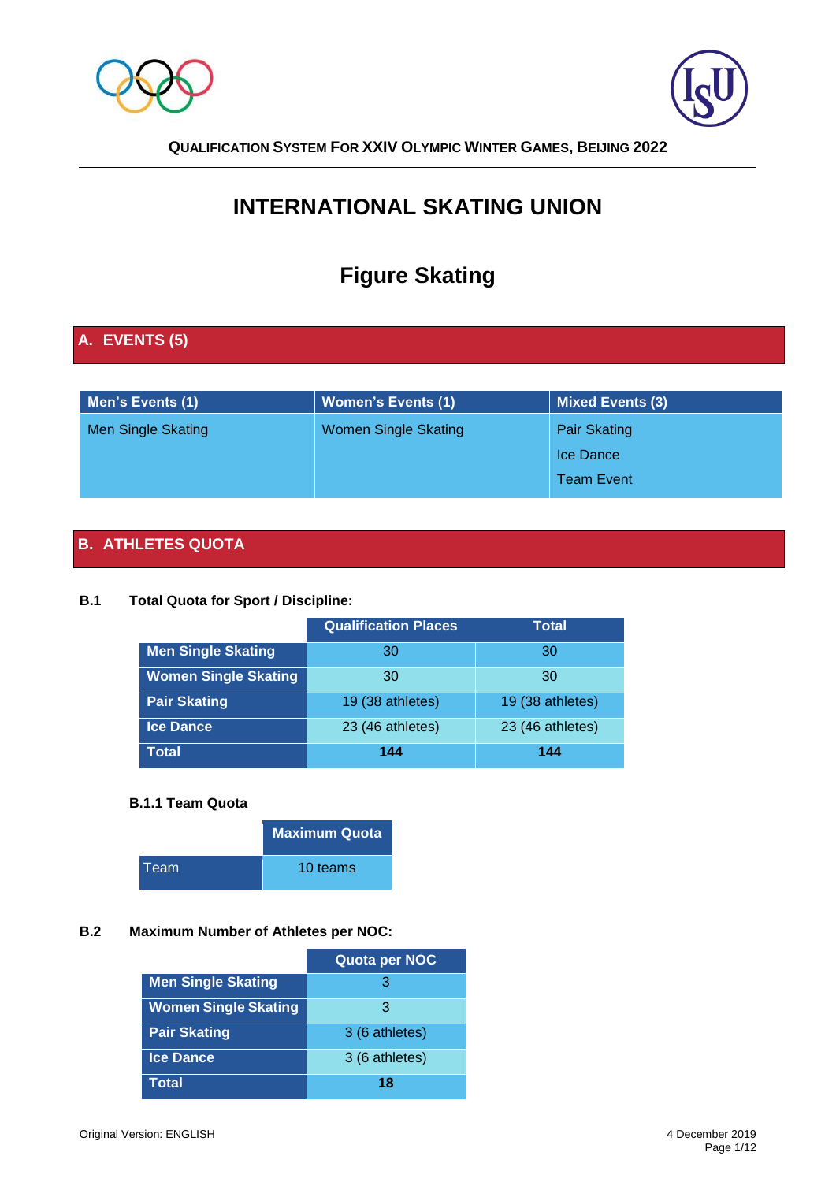**QUALIFICATION SYSTEM FOR XXIV OLYMPIC WINTER GAMES, BEIJING 2022**

# INTERNATIONAL SKATING UNION

# Figure Skating

## A. EVENTS (5)

| Men's Events (1) | Women's Events (1) | Mixed Events (3) |
|---|---|---|
| Men Single Skating | Women Single Skating | Pair Skating<br>Ice Dance<br>Team Event |

## B. ATHLETES QUOTA

### B.1 Total Quota for Sport / Discipline:

| | Qualification Places | Total |
|---|---|---|
| **Men Single Skating** | 30 | 30 |
| **Women Single Skating** | 30 | 30 |
| **Pair Skating** | 19 (38 athletes) | 19 (38 athletes) |
| **Ice Dance** | 23 (46 athletes) | 23 (46 athletes) |
| **Total** | **144** | **144** |

#### B.1.1 Team Quota

| | Maximum Quota |
|---|---|
| Team | 10 teams |

### B.2 Maximum Number of Athletes per NOC:

| | Quota per NOC |
|---|---|
| **Men Single Skating** | 3 |
| **Women Single Skating** | 3 |
| **Pair Skating** | 3 (6 athletes) |
| **Ice Dance** | 3 (6 athletes) |
| **Total** | **18** |

Original Version: ENGLISH

4 December 2019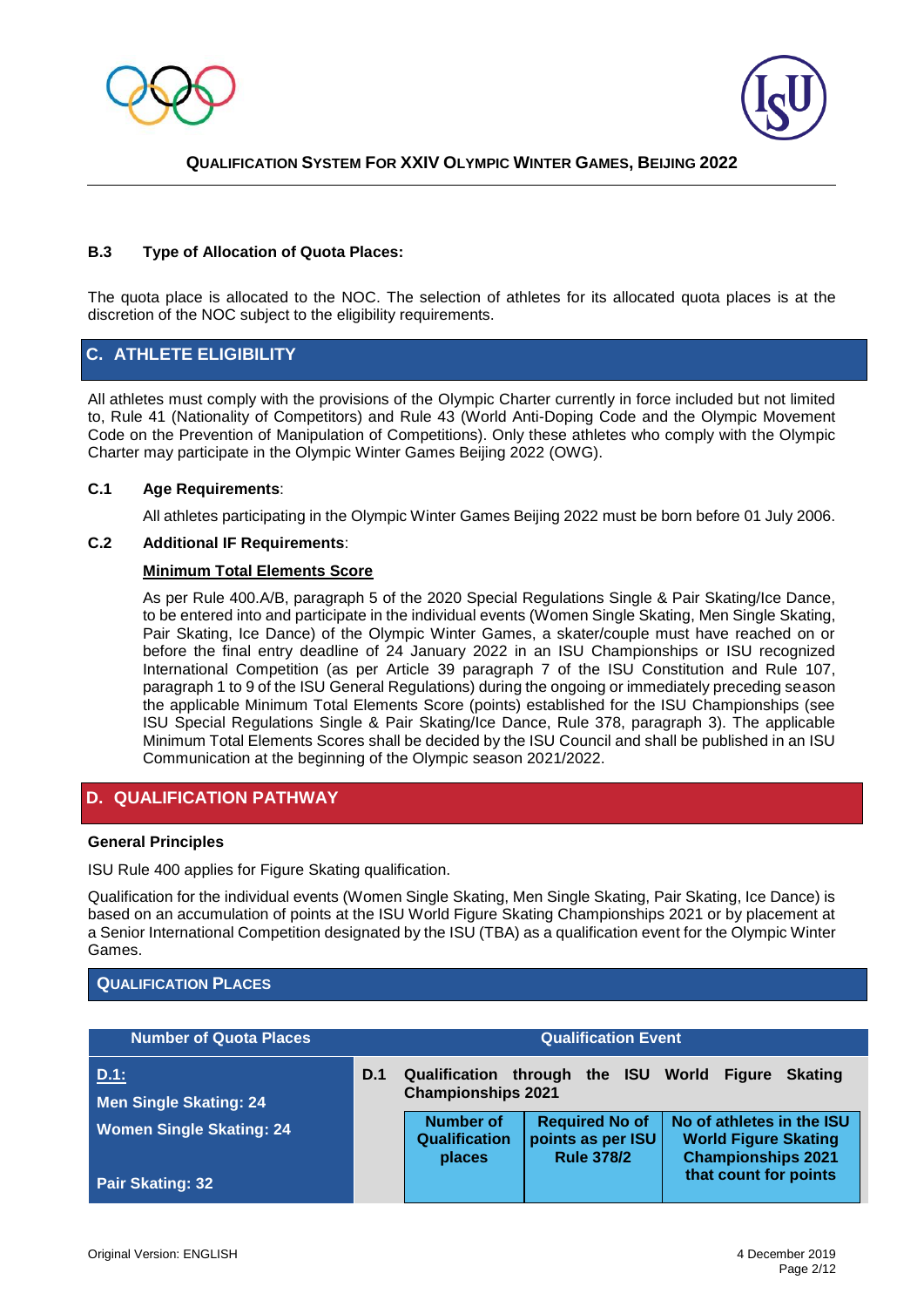### B.3 Type of Allocation of Quota Places:

The quota place is allocated to the NOC. The selection of athletes for its allocated quota places is at the discretion of the NOC subject to the eligibility requirements.

## C. ATHLETE ELIGIBILITY

All athletes must comply with the provisions of the Olympic Charter currently in force included but not limited to, Rule 41 (Nationality of Competitors) and Rule 43 (World Anti-Doping Code and the Olympic Movement Code on the Prevention of Manipulation of Competitions). Only these athletes who comply with the Olympic Charter may participate in the Olympic Winter Games Beijing 2022 (OWG).

### C.1 Age Requirements:

All athletes participating in the Olympic Winter Games Beijing 2022 must be born before 01 July 2006.

### C.2 Additional IF Requirements:

**Minimum Total Elements Score**

As per Rule 400.A/B, paragraph 5 of the 2020 Special Regulations Single & Pair Skating/Ice Dance, to be entered into and participate in the individual events (Women Single Skating, Men Single Skating, Pair Skating, Ice Dance) of the Olympic Winter Games, a skater/couple must have reached on or before the final entry deadline of 24 January 2022 in an ISU Championships or ISU recognized International Competition (as per Article 39 paragraph 7 of the ISU Constitution and Rule 107, paragraph 1 to 9 of the ISU General Regulations) during the ongoing or immediately preceding season the applicable Minimum Total Elements Score (points) established for the ISU Championships (see ISU Special Regulations Single & Pair Skating/Ice Dance, Rule 378, paragraph 3). The applicable Minimum Total Elements Scores shall be decided by the ISU Council and shall be published in an ISU Communication at the beginning of the Olympic season 2021/2022.

## D. QUALIFICATION PATHWAY

**General Principles**

ISU Rule 400 applies for Figure Skating qualification.

Qualification for the individual events (Women Single Skating, Men Single Skating, Pair Skating, Ice Dance) is based on an accumulation of points at the ISU World Figure Skating Championships 2021 or by placement at a Senior International Competition designated by the ISU (TBA) as a qualification event for the Olympic Winter Games.

### QUALIFICATION PLACES

| Number of Quota Places | Qualification Event | | | |
|---|---|---|---|---|
| **D.1:**<br>**Men Single Skating: 24**<br>**Women Single Skating: 24**<br>**Pair Skating: 32** | **D.1** | **Qualification through the ISU World Figure Skating Championships 2021** | | |
| | | **Number of Qualification places** | **Required No of points as per ISU Rule 378/2** | **No of athletes in the ISU World Figure Skating Championships 2021 that count for points** |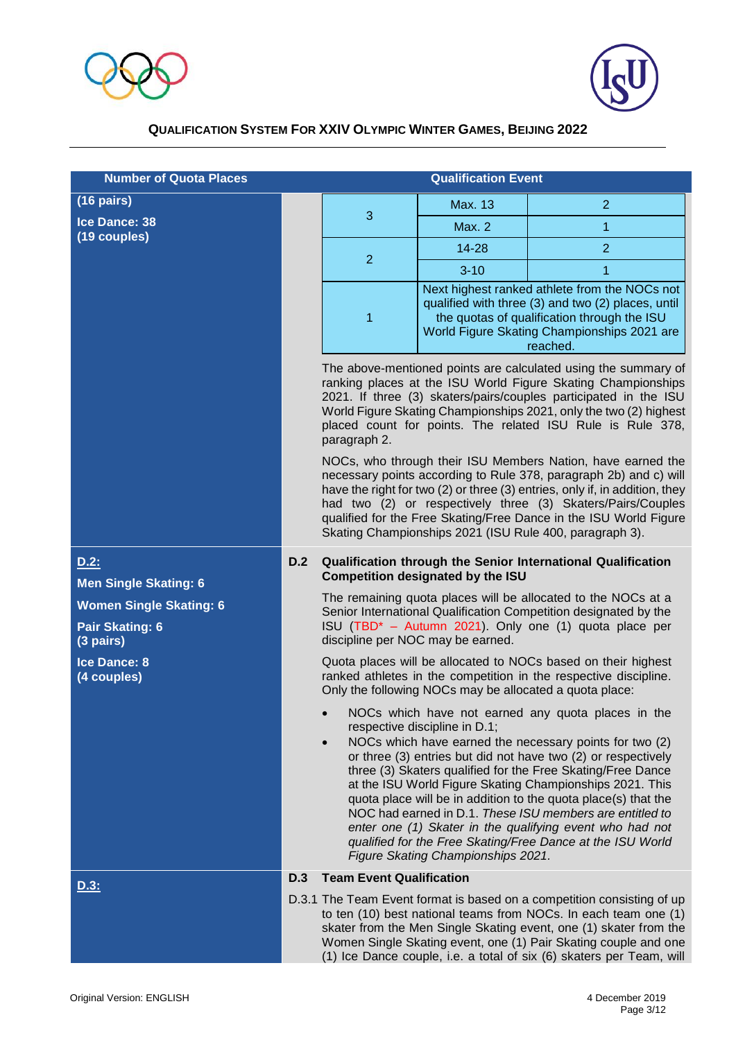| Number of Quota Places | Qualification Event |
|---|---|
| **(16 pairs)**<br>**Ice Dance: 38**<br>**(19 couples)** | (continued table below) |

| Entries | Ranking points | Number of skaters/pairs/couples |
|---|---|---|
| 3 | Max. 13 | 2 |
| | Max. 2 | 1 |
| 2 | 14-28 | 2 |
| | 3-10 | 1 |
| 1 | Next highest ranked athlete from the NOCs not qualified with three (3) and two (2) places, until the quotas of qualification through the ISU World Figure Skating Championships 2021 are reached. | |

The above-mentioned points are calculated using the summary of ranking places at the ISU World Figure Skating Championships 2021. If three (3) skaters/pairs/couples participated in the ISU World Figure Skating Championships 2021, only the two (2) highest placed count for points. The related ISU Rule is Rule 378, paragraph 2.

NOCs, who through their ISU Members Nation, have earned the necessary points according to Rule 378, paragraph 2b) and c) will have the right for two (2) or three (3) entries, only if, in addition, they had two (2) or respectively three (3) Skaters/Pairs/Couples qualified for the Free Skating/Free Dance in the ISU World Figure Skating Championships 2021 (ISU Rule 400, paragraph 3).

**D.2:**

**Men Single Skating: 6**

**Women Single Skating: 6**

**Pair Skating: 6**
**(3 pairs)**

**Ice Dance: 8**
**(4 couples)**

**D.2 Qualification through the Senior International Qualification Competition designated by the ISU**

The remaining quota places will be allocated to the NOCs at a Senior International Qualification Competition designated by the ISU (TBD* – Autumn 2021). Only one (1) quota place per discipline per NOC may be earned.

Quota places will be allocated to NOCs based on their highest ranked athletes in the competition in the respective discipline. Only the following NOCs may be allocated a quota place:

- NOCs which have not earned any quota places in the respective discipline in D.1;
- NOCs which have earned the necessary points for two (2) or three (3) entries but did not have two (2) or respectively three (3) Skaters qualified for the Free Skating/Free Dance at the ISU World Figure Skating Championships 2021. This quota place will be in addition to the quota place(s) that the NOC had earned in D.1. *These ISU members are entitled to enter one (1) Skater in the qualifying event who had not qualified for the Free Skating/Free Dance at the ISU World Figure Skating Championships 2021.*

**D.3:**

**D.3 Team Event Qualification**

D.3.1 The Team Event format is based on a competition consisting of up to ten (10) best national teams from NOCs. In each team one (1) skater from the Men Single Skating event, one (1) skater from the Women Single Skating event, one (1) Pair Skating couple and one (1) Ice Dance couple, i.e. a total of six (6) skaters per Team, will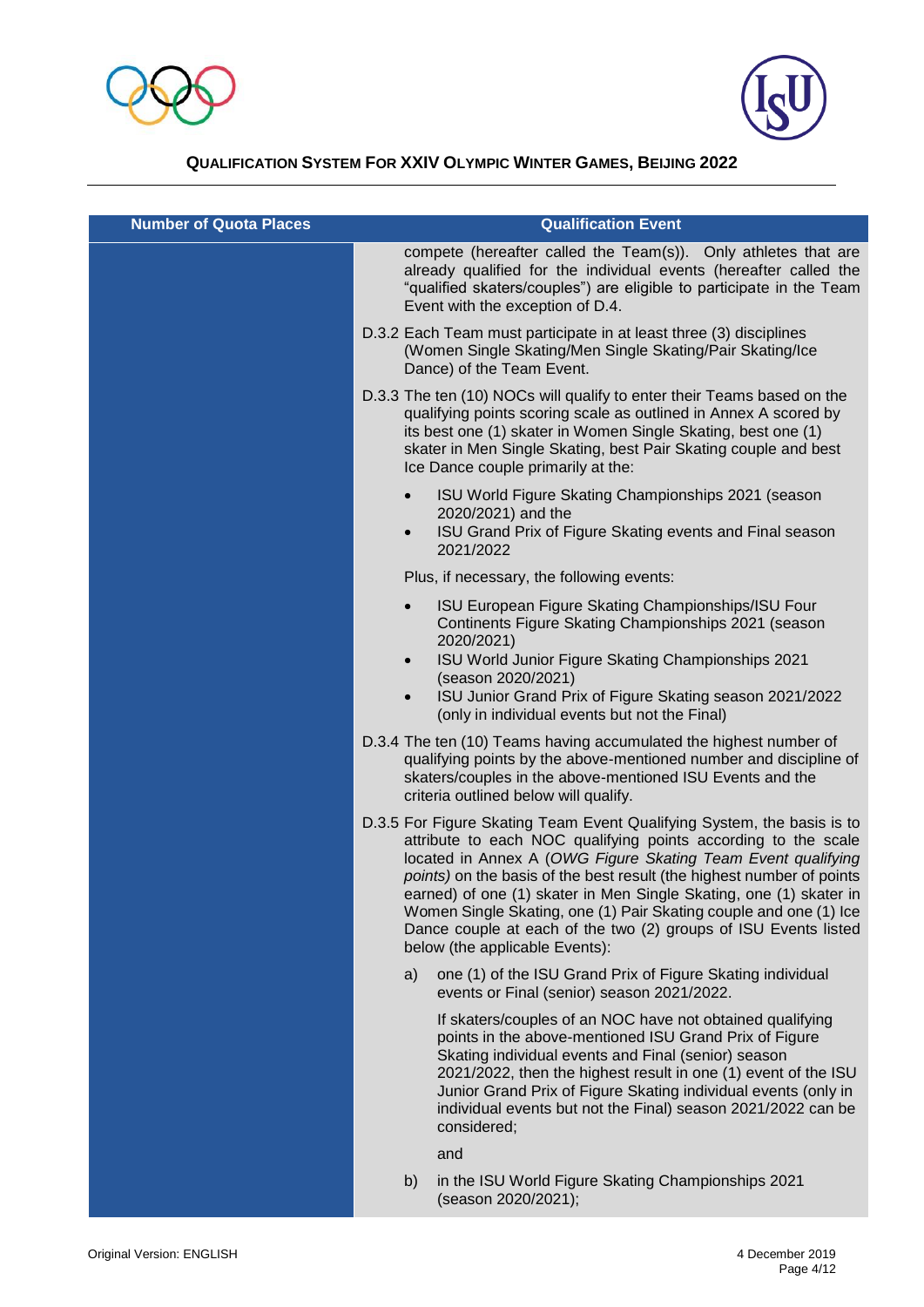| Number of Quota Places | Qualification Event |
|---|---|
| | compete (hereafter called the Team(s)). Only athletes that are already qualified for the individual events (hereafter called the "qualified skaters/couples") are eligible to participate in the Team Event with the exception of D.4.<br><br>D.3.2 Each Team must participate in at least three (3) disciplines (Women Single Skating/Men Single Skating/Pair Skating/Ice Dance) of the Team Event.<br><br>D.3.3 The ten (10) NOCs will qualify to enter their Teams based on the qualifying points scoring scale as outlined in Annex A scored by its best one (1) skater in Women Single Skating, best one (1) skater in Men Single Skating, best Pair Skating couple and best Ice Dance couple primarily at the:<br><br>• ISU World Figure Skating Championships 2021 (season 2020/2021) and the<br>• ISU Grand Prix of Figure Skating events and Final season 2021/2022<br><br>Plus, if necessary, the following events:<br><br>• ISU European Figure Skating Championships/ISU Four Continents Figure Skating Championships 2021 (season 2020/2021)<br>• ISU World Junior Figure Skating Championships 2021 (season 2020/2021)<br>• ISU Junior Grand Prix of Figure Skating season 2021/2022 (only in individual events but not the Final)<br><br>D.3.4 The ten (10) Teams having accumulated the highest number of qualifying points by the above-mentioned number and discipline of skaters/couples in the above-mentioned ISU Events and the criteria outlined below will qualify.<br><br>D.3.5 For Figure Skating Team Event Qualifying System, the basis is to attribute to each NOC qualifying points according to the scale located in Annex A (*OWG Figure Skating Team Event qualifying points)* on the basis of the best result (the highest number of points earned) of one (1) skater in Men Single Skating, one (1) skater in Women Single Skating, one (1) Pair Skating couple and one (1) Ice Dance couple at each of the two (2) groups of ISU Events listed below (the applicable Events):<br><br>a) one (1) of the ISU Grand Prix of Figure Skating individual events or Final (senior) season 2021/2022.<br><br>If skaters/couples of an NOC have not obtained qualifying points in the above-mentioned ISU Grand Prix of Figure Skating individual events and Final) season 2021/2022, then the highest result in one (1) event of the ISU Junior Grand Prix of Figure Skating individual events (only in individual events but not the Final) season 2021/2022 can be considered;<br><br>and<br><br>b) in the ISU World Figure Skating Championships 2021 (season 2020/2021); |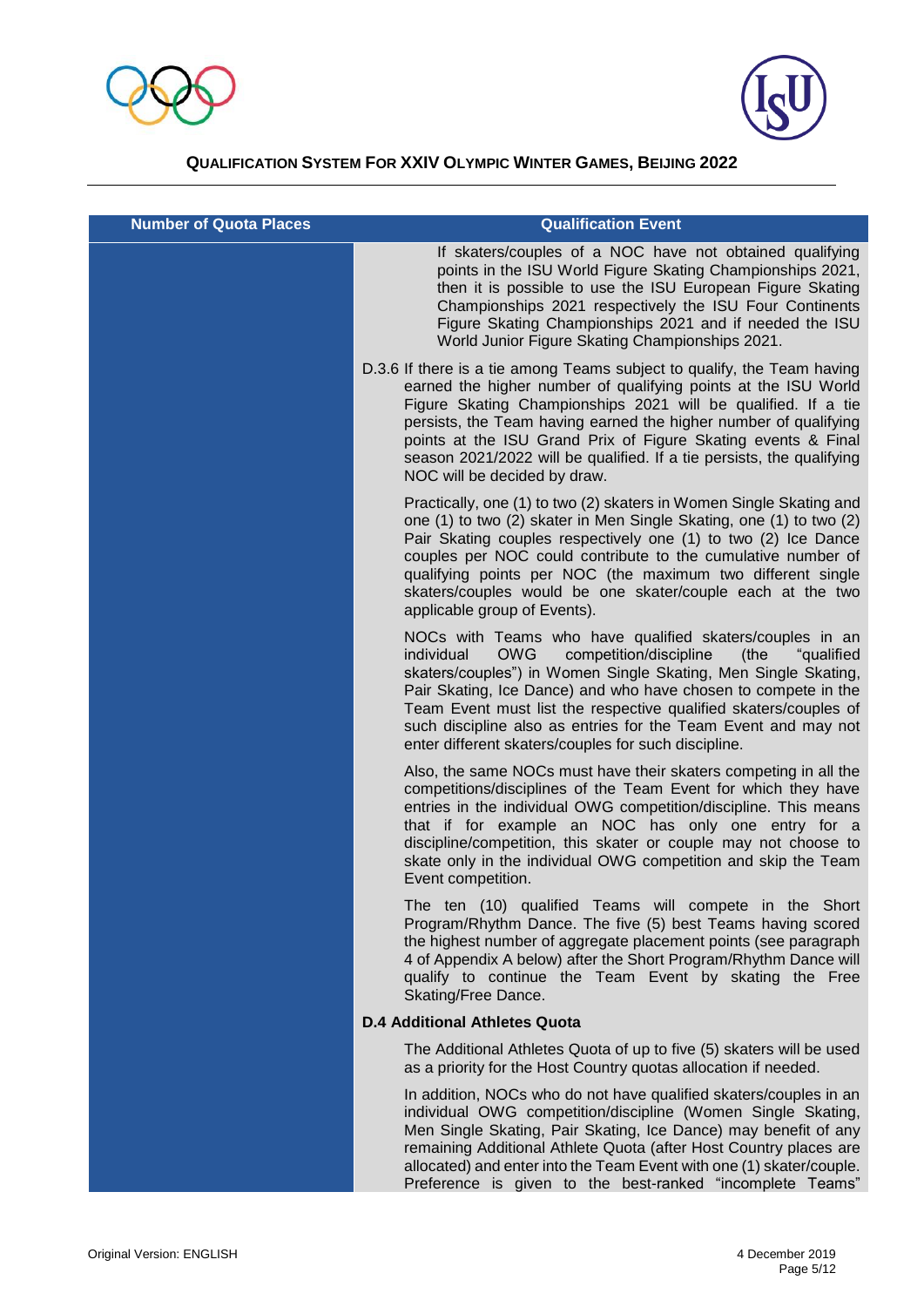| Number of Quota Places | Qualification Event |
| --- | --- |
| | If skaters/couples of a NOC have not obtained qualifying points in the ISU World Figure Skating Championships 2021, then it is possible to use the ISU European Figure Skating Championships 2021 respectively the ISU Four Continents Figure Skating Championships 2021 and if needed the ISU World Junior Figure Skating Championships 2021.<br><br>D.3.6 If there is a tie among Teams subject to qualify, the Team having earned the higher number of qualifying points at the ISU World Figure Skating Championships 2021 will be qualified. If a tie persists, the Team having earned the higher number of qualifying points at the ISU Grand Prix of Figure Skating events & Final season 2021/2022 will be qualified. If a tie persists, the qualifying NOC will be decided by draw.<br><br>Practically, one (1) to two (2) skaters in Women Single Skating and one (1) to two (2) skater in Men Single Skating, one (1) to two (2) Pair Skating couples respectively one (1) to two (2) Ice Dance couples per NOC could contribute to the cumulative number of qualifying points per NOC (the maximum two different single skaters/couples would be one skater/couple each at the two applicable group of Events).<br><br>NOCs with Teams who have qualified skaters/couples in an individual OWG competition/discipline (the "qualified skaters/couples") in Women Single Skating, Men Single Skating, Pair Skating, Ice Dance) and who have chosen to compete in the Team Event must list the respective qualified skaters/couples of such discipline also as entries for the Team Event and may not enter different skaters/couples for such discipline.<br><br>Also, the same NOCs must have their skaters competing in all the competitions/disciplines of the Team Event for which they have entries in the individual OWG competition/discipline. This means that if for example an NOC has only one entry for a discipline/competition, this skater or couple may not choose to skate only in the individual OWG competition and skip the Team Event competition.<br><br>The ten (10) qualified Teams will compete in the Short Program/Rhythm Dance. The five (5) best Teams having scored the highest number of aggregate placement points (see paragraph 4 of Appendix A below) after the Short Program/Rhythm Dance will qualify to continue the Team Event by skating the Free Skating/Free Dance.<br><br>**D.4 Additional Athletes Quota**<br><br>The Additional Athletes Quota of up to five (5) skaters will be used as a priority for the Host Country quotas allocation if needed.<br><br>In addition, NOCs who do not have qualified skaters/couples in an individual OWG competition/discipline (Women Single Skating, Men Single Skating, Pair Skating, Ice Dance) may benefit of any remaining Additional Athlete Quota (after Host Country places are allocated) and enter into the Team Event with one (1) skater/couple. Preference is given to the best-ranked "incomplete Teams" |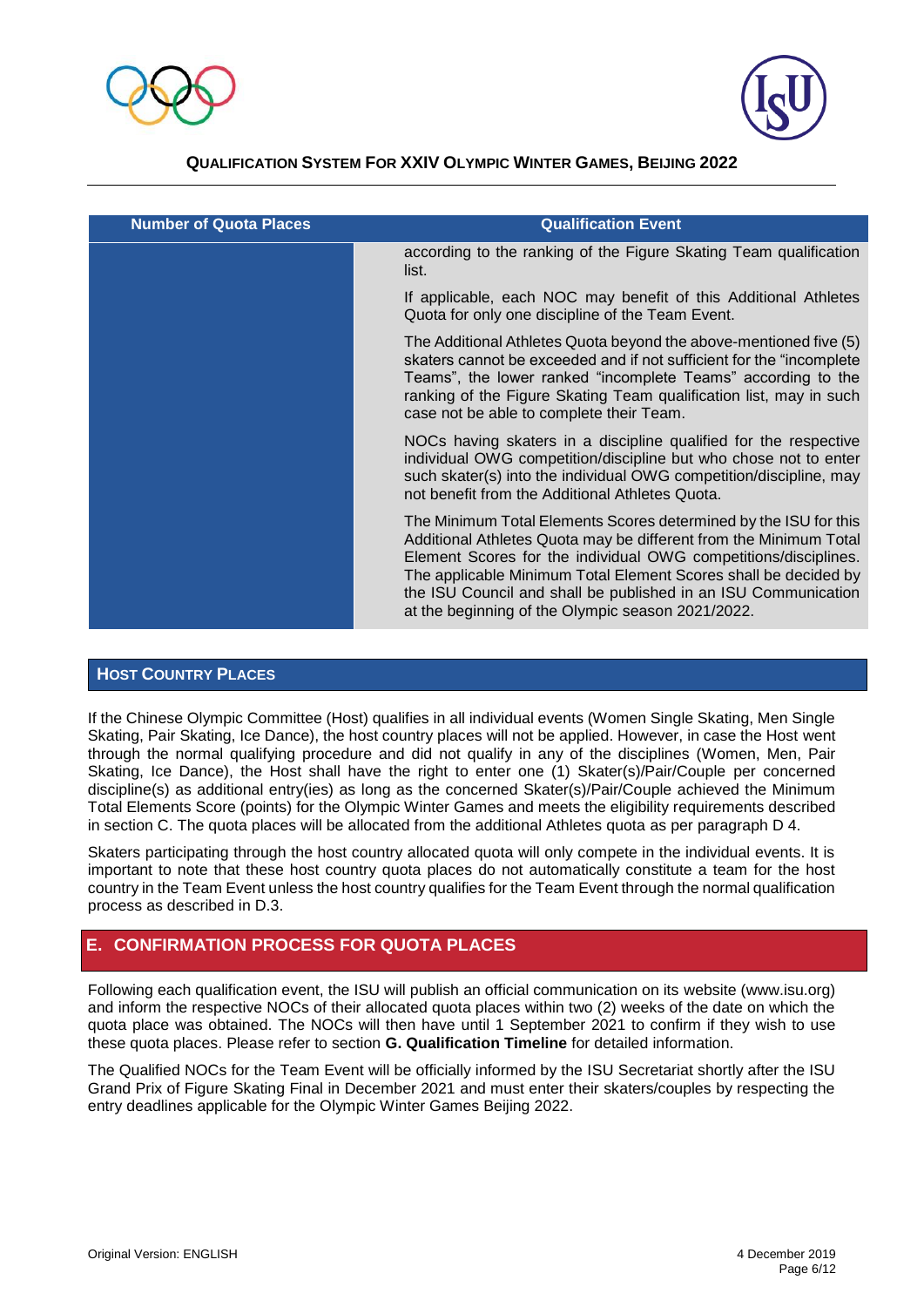| Number of Quota Places | Qualification Event |
| --- | --- |
| | according to the ranking of the Figure Skating Team qualification list.<br><br>If applicable, each NOC may benefit of this Additional Athletes Quota for only one discipline of the Team Event.<br><br>The Additional Athletes Quota beyond the above-mentioned five (5) skaters cannot be exceeded and if not sufficient for the "incomplete Teams", the lower ranked "incomplete Teams" according to the ranking of the Figure Skating Team qualification list, may in such case not be able to complete their Team.<br><br>NOCs having skaters in a discipline qualified for the respective individual OWG competition/discipline but who chose not to enter such skater(s) into the individual OWG competition/discipline, may not benefit from the Additional Athletes Quota.<br><br>The Minimum Total Elements Scores determined by the ISU for this Additional Athletes Quota may be different from the Minimum Total Element Scores for the individual OWG competitions/disciplines. The applicable Minimum Total Element Scores shall be decided by the ISU Council and shall be published in an ISU Communication at the beginning of the Olympic season 2021/2022. |

### HOST COUNTRY PLACES

If the Chinese Olympic Committee (Host) qualifies in all individual events (Women Single Skating, Men Single Skating, Pair Skating, Ice Dance), the host country places will not be applied. However, in case the Host went through the normal qualifying procedure and did not qualify in any of the disciplines (Women, Men, Pair Skating, Ice Dance), the Host shall have the right to enter one (1) Skater(s)/Pair/Couple per concerned discipline(s) as additional entry(ies) as long as the concerned Skater(s)/Pair/Couple achieved the Minimum Total Elements Score (points) for the Olympic Winter Games and meets the eligibility requirements described in section C. The quota places will be allocated from the additional Athletes quota as per paragraph D 4.

Skaters participating through the host country allocated quota will only compete in the individual events. It is important to note that these host country quota places do not automatically constitute a team for the host country in the Team Event unless the host country qualifies for the Team Event through the normal qualification process as described in D.3.

## E. CONFIRMATION PROCESS FOR QUOTA PLACES

Following each qualification event, the ISU will publish an official communication on its website (www.isu.org) and inform the respective NOCs of their allocated quota places within two (2) weeks of the date on which the quota place was obtained. The NOCs will then have until 1 September 2021 to confirm if they wish to use these quota places. Please refer to section **G. Qualification Timeline** for detailed information.

The Qualified NOCs for the Team Event will be officially informed by the ISU Secretariat shortly after the ISU Grand Prix of Figure Skating Final in December 2021 and must enter their skaters/couples by respecting the entry deadlines applicable for the Olympic Winter Games Beijing 2022.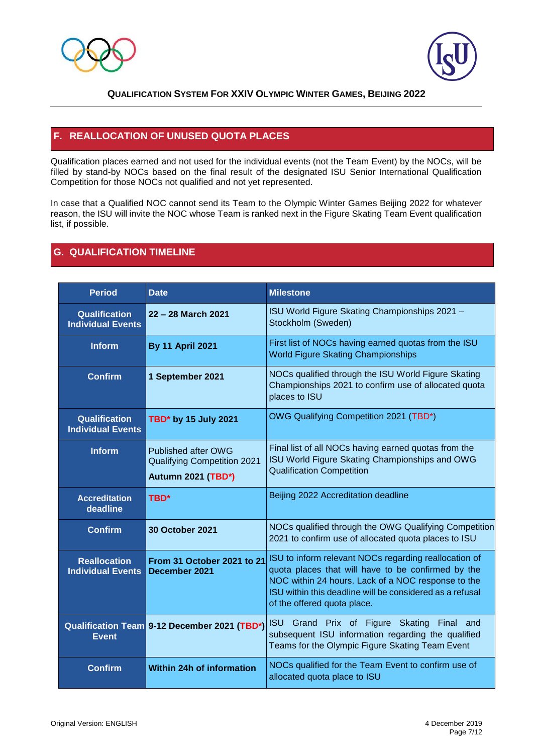## F. REALLOCATION OF UNUSED QUOTA PLACES

Qualification places earned and not used for the individual events (not the Team Event) by the NOCs, will be filled by stand-by NOCs based on the final result of the designated ISU Senior International Qualification Competition for those NOCs not qualified and not yet represented.

In case that a Qualified NOC cannot send its Team to the Olympic Winter Games Beijing 2022 for whatever reason, the ISU will invite the NOC whose Team is ranked next in the Figure Skating Team Event qualification list, if possible.

## G. QUALIFICATION TIMELINE

| Period | Date | Milestone |
|---|---|---|
| **Qualification Individual Events** | **22 – 28 March 2021** | ISU World Figure Skating Championships 2021 – Stockholm (Sweden) |
| **Inform** | **By 11 April 2021** | First list of NOCs having earned quotas from the ISU World Figure Skating Championships |
| **Confirm** | **1 September 2021** | NOCs qualified through the ISU World Figure Skating Championships 2021 to confirm use of allocated quota places to ISU |
| **Qualification Individual Events** | **TBD\* by 15 July 2021** | OWG Qualifying Competition 2021 (TBD\*) |
| **Inform** | Published after OWG Qualifying Competition 2021 **Autumn 2021 (TBD\*)** | Final list of all NOCs having earned quotas from the ISU World Figure Skating Championships and OWG Qualification Competition |
| **Accreditation deadline** | **TBD\*** | Beijing 2022 Accreditation deadline |
| **Confirm** | **30 October 2021** | NOCs qualified through the OWG Qualifying Competition 2021 to confirm use of allocated quota places to ISU |
| **Reallocation Individual Events** | **From 31 October 2021 to 21 December 2021** | ISU to inform relevant NOCs regarding reallocation of quota places that will have to be confirmed by the NOC within 24 hours. Lack of a NOC response to the ISU within this deadline will be considered as a refusal of the offered quota place. |
| **Qualification Team Event** | **9-12 December 2021 (TBD\*)** | ISU Grand Prix of Figure Skating Final and subsequent ISU information regarding the qualified Teams for the Olympic Figure Skating Team Event |
| **Confirm** | **Within 24h of information** | NOCs qualified for the Team Event to confirm use of allocated quota place to ISU |

Original Version: ENGLISH

4 December 2019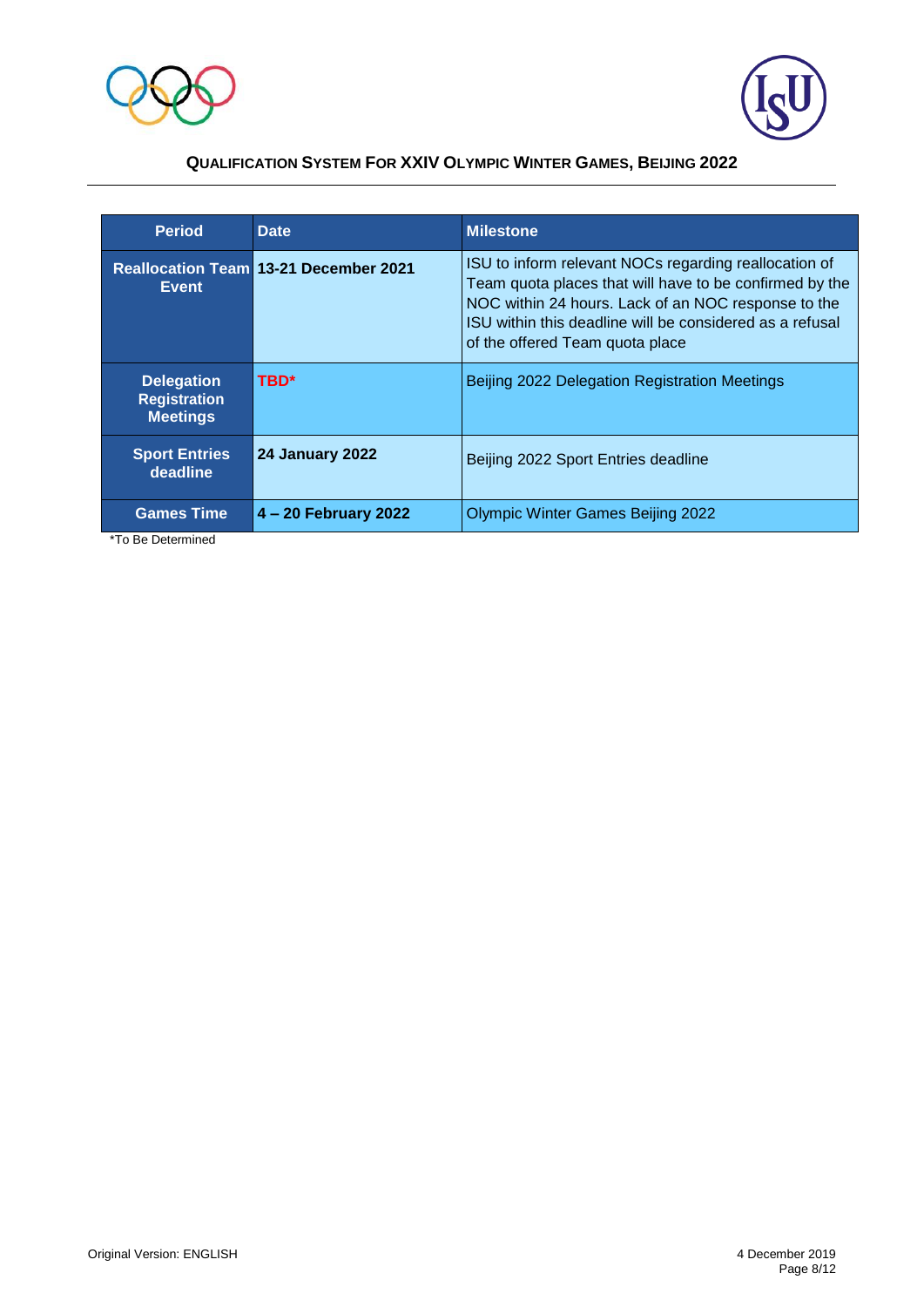| Period | Date | Milestone |
| --- | --- | --- |
| Reallocation Team Event | 13-21 December 2021 | ISU to inform relevant NOCs regarding reallocation of Team quota places that will have to be confirmed by the NOC within 24 hours. Lack of an NOC response to the ISU within this deadline will be considered as a refusal of the offered Team quota place |
| Delegation Registration Meetings | TBD* | Beijing 2022 Delegation Registration Meetings |
| Sport Entries deadline | 24 January 2022 | Beijing 2022 Sport Entries deadline |
| Games Time | 4 – 20 February 2022 | Olympic Winter Games Beijing 2022 |

*To Be Determined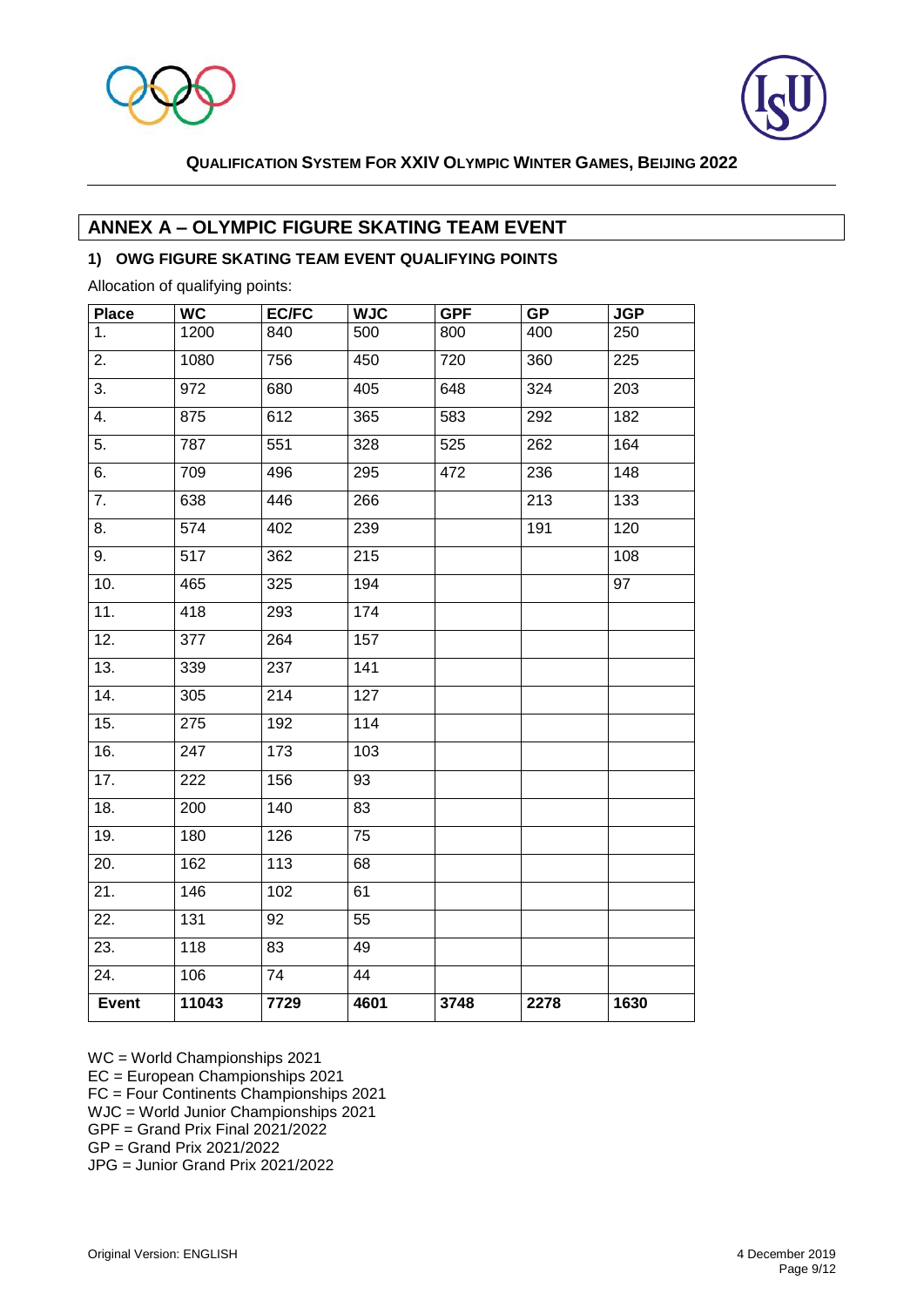## ANNEX A – OLYMPIC FIGURE SKATING TEAM EVENT

### 1) OWG FIGURE SKATING TEAM EVENT QUALIFYING POINTS

Allocation of qualifying points:

| Place | WC | EC/FC | WJC | GPF | GP | JGP |
|---|---|---|---|---|---|---|
| 1. | 1200 | 840 | 500 | 800 | 400 | 250 |
| 2. | 1080 | 756 | 450 | 720 | 360 | 225 |
| 3. | 972 | 680 | 405 | 648 | 324 | 203 |
| 4. | 875 | 612 | 365 | 583 | 292 | 182 |
| 5. | 787 | 551 | 328 | 525 | 262 | 164 |
| 6. | 709 | 496 | 295 | 472 | 236 | 148 |
| 7. | 638 | 446 | 266 | | 213 | 133 |
| 8. | 574 | 402 | 239 | | 191 | 120 |
| 9. | 517 | 362 | 215 | | | 108 |
| 10. | 465 | 325 | 194 | | | 97 |
| 11. | 418 | 293 | 174 | | | |
| 12. | 377 | 264 | 157 | | | |
| 13. | 339 | 237 | 141 | | | |
| 14. | 305 | 214 | 127 | | | |
| 15. | 275 | 192 | 114 | | | |
| 16. | 247 | 173 | 103 | | | |
| 17. | 222 | 156 | 93 | | | |
| 18. | 200 | 140 | 83 | | | |
| 19. | 180 | 126 | 75 | | | |
| 20. | 162 | 113 | 68 | | | |
| 21. | 146 | 102 | 61 | | | |
| 22. | 131 | 92 | 55 | | | |
| 23. | 118 | 83 | 49 | | | |
| 24. | 106 | 74 | 44 | | | |
| **Event** | **11043** | **7729** | **4601** | **3748** | **2278** | **1630** |

WC = World Championships 2021
EC = European Championships 2021
FC = Four Continents Championships 2021
WJC = World Junior Championships 2021
GPF = Grand Prix Final 2021/2022
GP = Grand Prix 2021/2022
JPG = Junior Grand Prix 2021/2022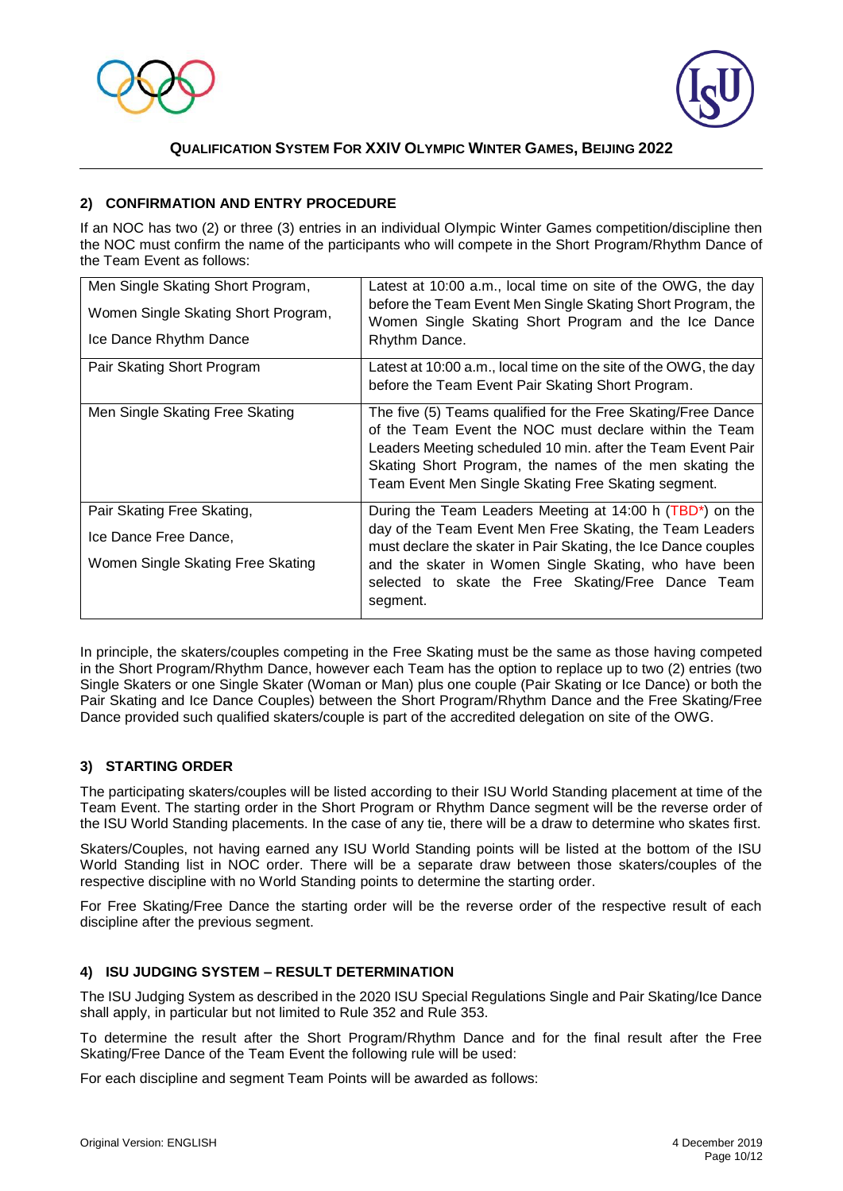## 2) CONFIRMATION AND ENTRY PROCEDURE

If an NOC has two (2) or three (3) entries in an individual Olympic Winter Games competition/discipline then the NOC must confirm the name of the participants who will compete in the Short Program/Rhythm Dance of the Team Event as follows:

| | |
|---|---|
| Men Single Skating Short Program,<br>Women Single Skating Short Program,<br>Ice Dance Rhythm Dance | Latest at 10:00 a.m., local time on site of the OWG, the day before the Team Event Men Single Skating Short Program, the Women Single Skating Short Program and the Ice Dance Rhythm Dance. |
| Pair Skating Short Program | Latest at 10:00 a.m., local time on the site of the OWG, the day before the Team Event Pair Skating Short Program. |
| Men Single Skating Free Skating | The five (5) Teams qualified for the Free Skating/Free Dance of the Team Event the NOC must declare within the Team Leaders Meeting scheduled 10 min. after the Team Event Pair Skating Short Program, the names of the men skating the Team Event Men Single Skating Free Skating segment. |
| Pair Skating Free Skating,<br>Ice Dance Free Dance,<br>Women Single Skating Free Skating | During the Team Leaders Meeting at 14:00 h (TBD*) on the day of the Team Event Men Free Skating, the Team Leaders must declare the skater in Pair Skating, the Ice Dance couples and the skater in Women Single Skating, who have been selected to skate the Free Skating/Free Dance Team segment. |

In principle, the skaters/couples competing in the Free Skating must be the same as those having competed in the Short Program/Rhythm Dance, however each Team has the option to replace up to two (2) entries (two Single Skaters or one Single Skater (Woman or Man) plus one couple (Pair Skating or Ice Dance) or both the Pair Skating and Ice Dance Couples) between the Short Program/Rhythm Dance and the Free Skating/Free Dance provided such qualified skaters/couple is part of the accredited delegation on site of the OWG.

## 3) STARTING ORDER

The participating skaters/couples will be listed according to their ISU World Standing placement at time of the Team Event. The starting order in the Short Program or Rhythm Dance segment will be the reverse order of the ISU World Standing placements. In the case of any tie, there will be a draw to determine who skates first.

Skaters/Couples, not having earned any ISU World Standing points will be listed at the bottom of the ISU World Standing list in NOC order. There will be a separate draw between those skaters/couples of the respective discipline with no World Standing points to determine the starting order.

For Free Skating/Free Dance the starting order will be the reverse order of the respective result of each discipline after the previous segment.

## 4) ISU JUDGING SYSTEM – RESULT DETERMINATION

The ISU Judging System as described in the 2020 ISU Special Regulations Single and Pair Skating/Ice Dance shall apply, in particular but not limited to Rule 352 and Rule 353.

To determine the result after the Short Program/Rhythm Dance and for the final result after the Free Skating/Free Dance of the Team Event the following rule will be used:

For each discipline and segment Team Points will be awarded as follows: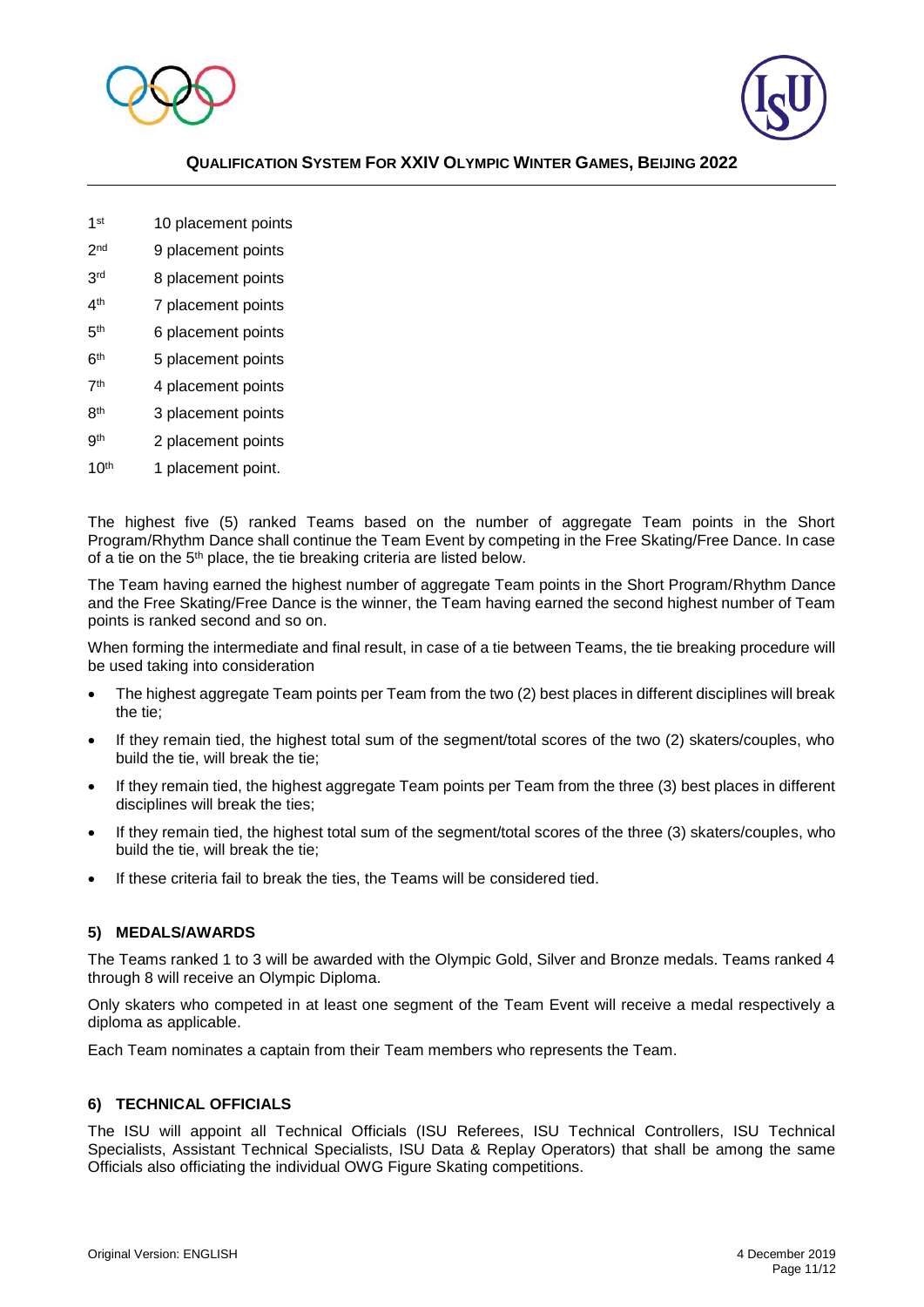- 1st 10 placement points
- 2nd 9 placement points
- 3rd 8 placement points
- 4th 7 placement points
- 5th 6 placement points
- 6th 5 placement points
- 7th 4 placement points
- 8th 3 placement points
- 9th 2 placement points
- 10th 1 placement point.

The highest five (5) ranked Teams based on the number of aggregate Team points in the Short Program/Rhythm Dance shall continue the Team Event by competing in the Free Skating/Free Dance. In case of a tie on the 5th place, the tie breaking criteria are listed below.

The Team having earned the highest number of aggregate Team points in the Short Program/Rhythm Dance and the Free Skating/Free Dance is the winner, the Team having earned the second highest number of Team points is ranked second and so on.

When forming the intermediate and final result, in case of a tie between Teams, the tie breaking procedure will be used taking into consideration

- The highest aggregate Team points per Team from the two (2) best places in different disciplines will break the tie;
- If they remain tied, the highest total sum of the segment/total scores of the two (2) skaters/couples, who build the tie, will break the tie;
- If they remain tied, the highest aggregate Team points per Team from the three (3) best places in different disciplines will break the ties;
- If they remain tied, the highest total sum of the segment/total scores of the three (3) skaters/couples, who build the tie, will break the tie;
- If these criteria fail to break the ties, the Teams will be considered tied.

## 5) MEDALS/AWARDS

The Teams ranked 1 to 3 will be awarded with the Olympic Gold, Silver and Bronze medals. Teams ranked 4 through 8 will receive an Olympic Diploma.

Only skaters who competed in at least one segment of the Team Event will receive a medal respectively a diploma as applicable.

Each Team nominates a captain from their Team members who represents the Team.

## 6) TECHNICAL OFFICIALS

The ISU will appoint all Technical Officials (ISU Referees, ISU Technical Controllers, ISU Technical Specialists, Assistant Technical Specialists, ISU Data & Replay Operators) that shall be among the same Officials also officiating the individual OWG Figure Skating competitions.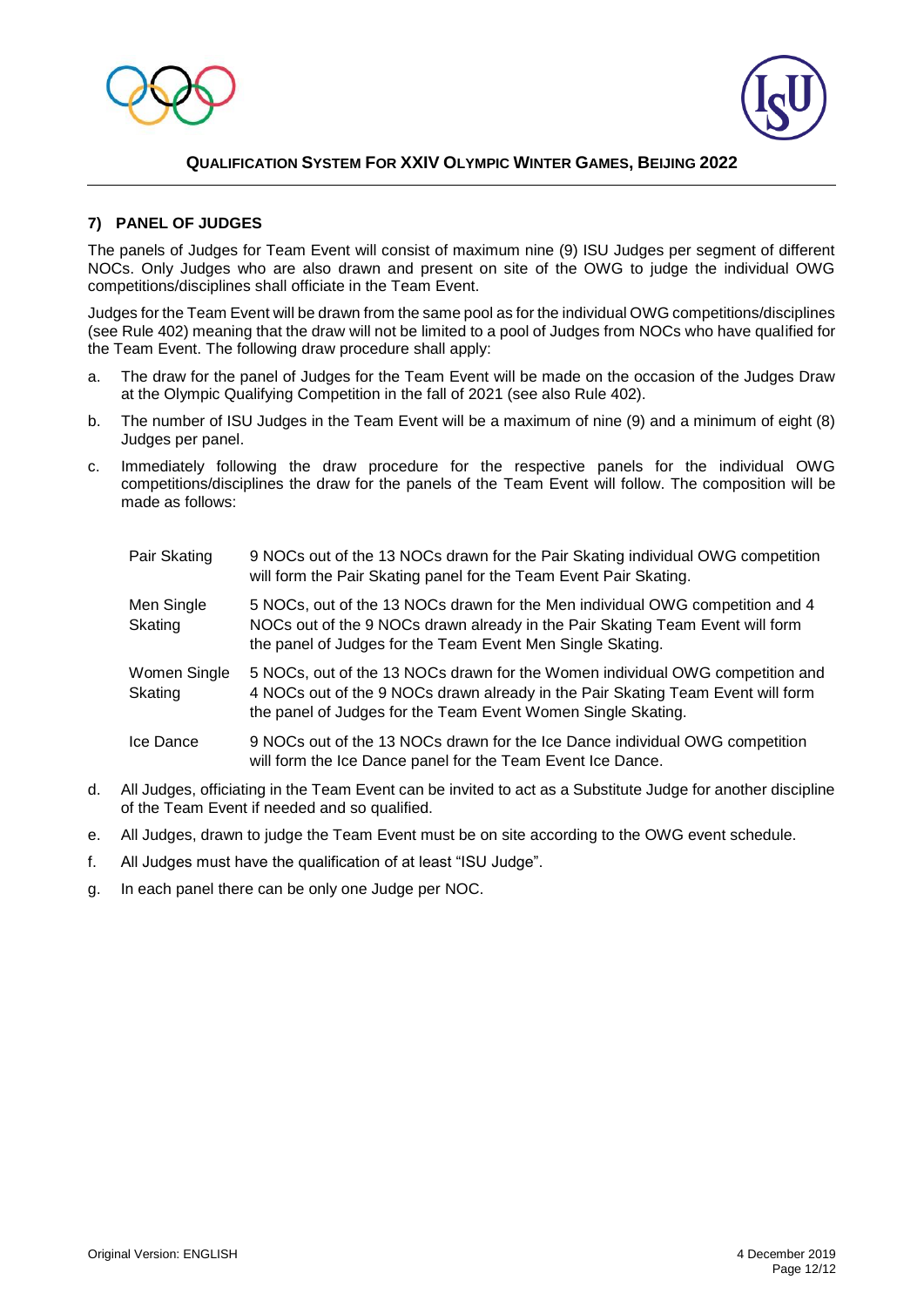## 7) PANEL OF JUDGES

The panels of Judges for Team Event will consist of maximum nine (9) ISU Judges per segment of different NOCs. Only Judges who are also drawn and present on site of the OWG to judge the individual OWG competitions/disciplines shall officiate in the Team Event.

Judges for the Team Event will be drawn from the same pool as for the individual OWG competitions/disciplines (see Rule 402) meaning that the draw will not be limited to a pool of Judges from NOCs who have qualified for the Team Event. The following draw procedure shall apply:

a. The draw for the panel of Judges for the Team Event will be made on the occasion of the Judges Draw at the Olympic Qualifying Competition in the fall of 2021 (see also Rule 402).

b. The number of ISU Judges in the Team Event will be a maximum of nine (9) and a minimum of eight (8) Judges per panel.

c. Immediately following the draw procedure for the respective panels for the individual OWG competitions/disciplines the draw for the panels of the Team Event will follow. The composition will be made as follows:

| | |
|---|---|
| Pair Skating | 9 NOCs out of the 13 NOCs drawn for the Pair Skating individual OWG competition will form the Pair Skating panel for the Team Event Pair Skating. |
| Men Single Skating | 5 NOCs, out of the 13 NOCs drawn for the Men individual OWG competition and 4 NOCs out of the 9 NOCs drawn already in the Pair Skating Team Event will form the panel of Judges for the Team Event Men Single Skating. |
| Women Single Skating | 5 NOCs, out of the 13 NOCs drawn for the Women individual OWG competition and 4 NOCs out of the 9 NOCs drawn already in the Pair Skating Team Event will form the panel of Judges for the Team Event Women Single Skating. |
| Ice Dance | 9 NOCs out of the 13 NOCs drawn for the Ice Dance individual OWG competition will form the Ice Dance panel for the Team Event Ice Dance. |

d. All Judges, officiating in the Team Event can be invited to act as a Substitute Judge for another discipline of the Team Event if needed and so qualified.

e. All Judges, drawn to judge the Team Event must be on site according to the OWG event schedule.

f. All Judges must have the qualification of at least "ISU Judge".

g. In each panel there can be only one Judge per NOC.

Original Version: ENGLISH

4 December 2019